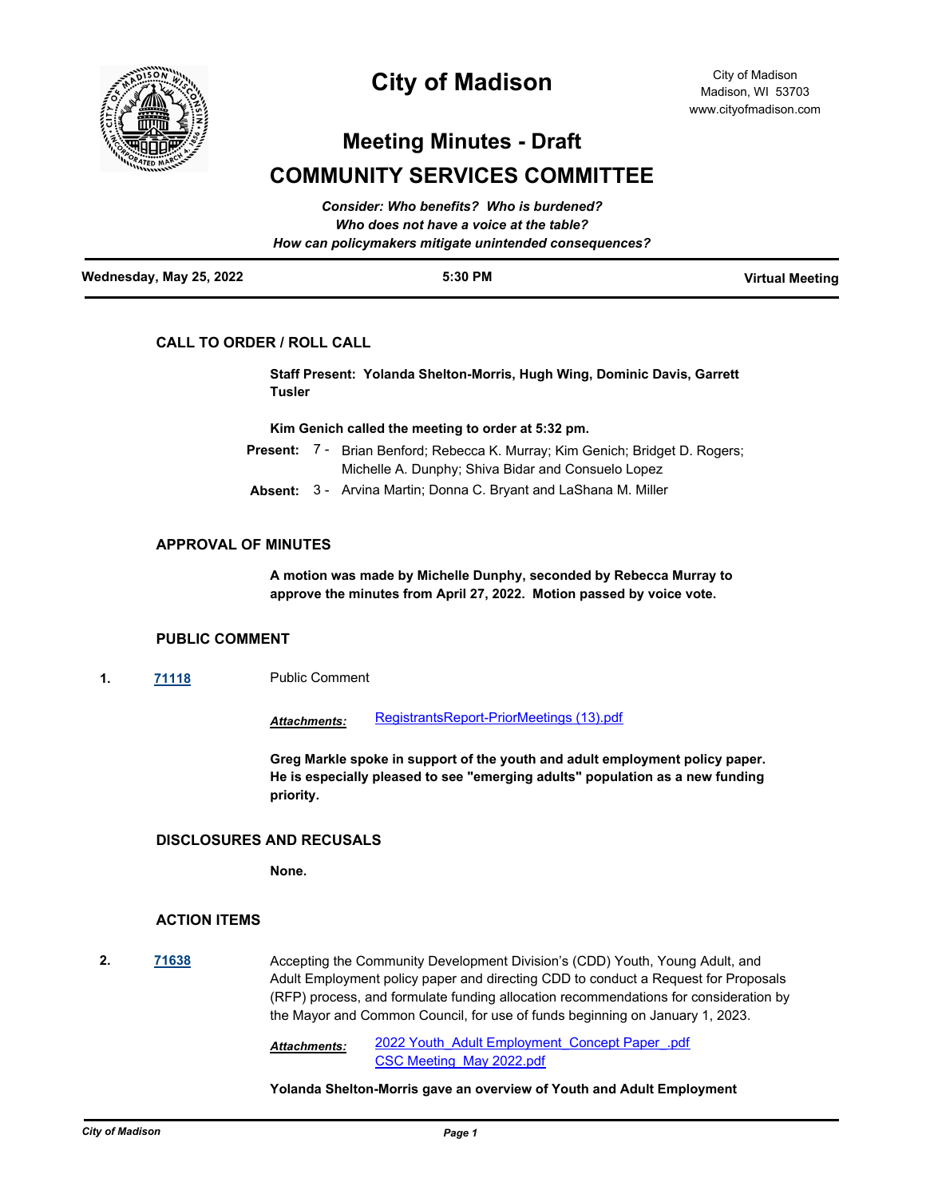# City of Madison

City of Madison
Madison, WI 53703
www.cityofmadison.com

## Meeting Minutes - Draft

## COMMUNITY SERVICES COMMITTEE

*Consider: Who benefits? Who is burdened?*
*Who does not have a voice at the table?*
*How can policymakers mitigate unintended consequences?*

| Wednesday, May 25, 2022 | 5:30 PM | Virtual Meeting |
|---|---|---|

### CALL TO ORDER / ROLL CALL

**Staff Present: Yolanda Shelton-Morris, Hugh Wing, Dominic Davis, Garrett Tusler**

**Kim Genich called the meeting to order at 5:32 pm.**

**Present:** 7 - Brian Benford; Rebecca K. Murray; Kim Genich; Bridget D. Rogers; Michelle A. Dunphy; Shiva Bidar and Consuelo Lopez

**Absent:** 3 - Arvina Martin; Donna C. Bryant and LaShana M. Miller

### APPROVAL OF MINUTES

**A motion was made by Michelle Dunphy, seconded by Rebecca Murray to approve the minutes from April 27, 2022. Motion passed by voice vote.**

### PUBLIC COMMENT

1. **71118** Public Comment

*Attachments:* RegistrantsReport-PriorMeetings (13).pdf

**Greg Markle spoke in support of the youth and adult employment policy paper. He is especially pleased to see "emerging adults" population as a new funding priority.**

### DISCLOSURES AND RECUSALS

**None.**

### ACTION ITEMS

2. **71638** Accepting the Community Development Division's (CDD) Youth, Young Adult, and Adult Employment policy paper and directing CDD to conduct a Request for Proposals (RFP) process, and formulate funding allocation recommendations for consideration by the Mayor and Common Council, for use of funds beginning on January 1, 2023.

*Attachments:* 2022 Youth_Adult Employment_Concept Paper_.pdf
CSC Meeting_May 2022.pdf

**Yolanda Shelton-Morris gave an overview of Youth and Adult Employment**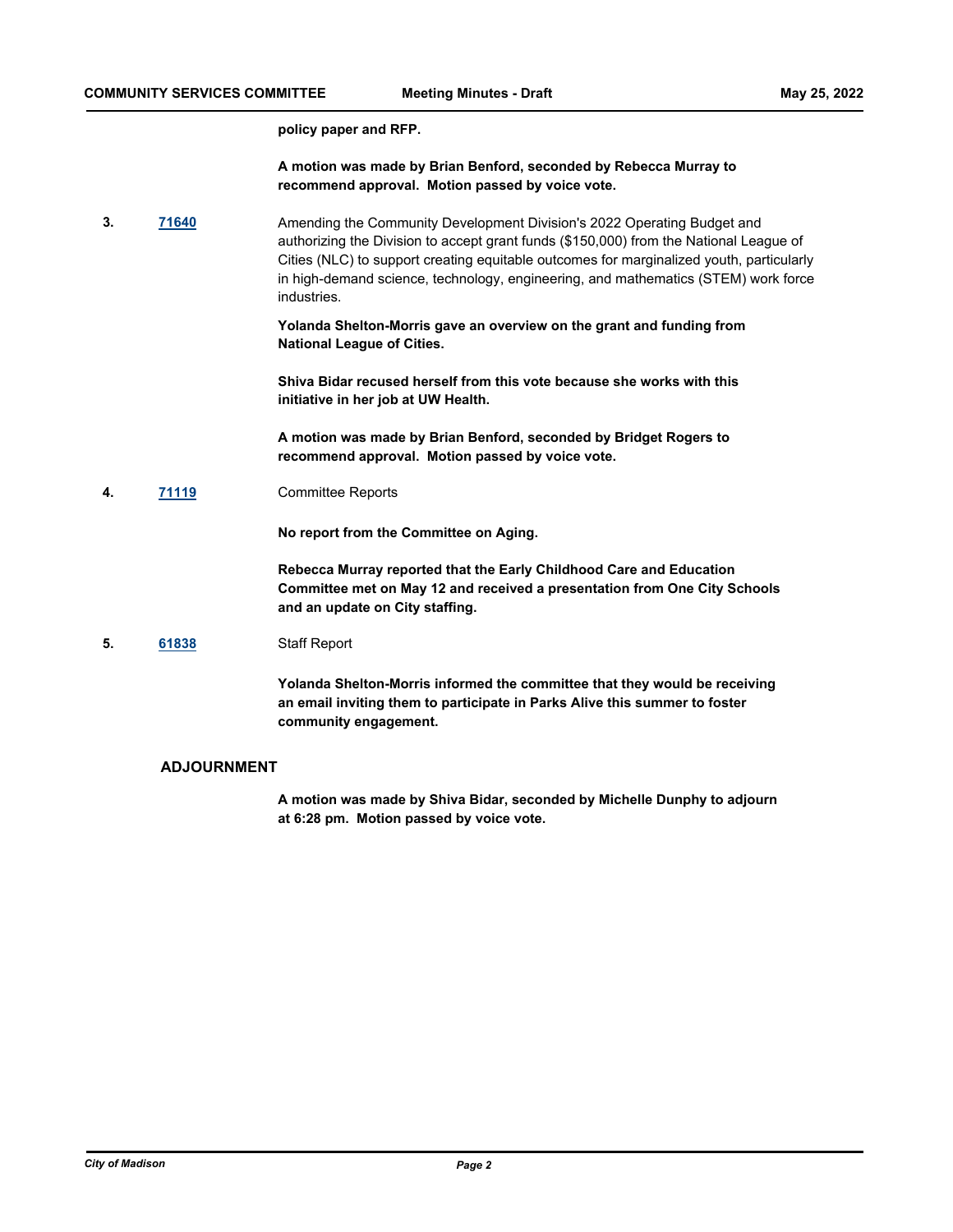**policy paper and RFP.**

**A motion was made by Brian Benford, seconded by Rebecca Murray to recommend approval. Motion passed by voice vote.**

**3.** [71640](71640) Amending the Community Development Division's 2022 Operating Budget and authorizing the Division to accept grant funds ($150,000) from the National League of Cities (NLC) to support creating equitable outcomes for marginalized youth, particularly in high-demand science, technology, engineering, and mathematics (STEM) work force industries.

**Yolanda Shelton-Morris gave an overview on the grant and funding from National League of Cities.**

**Shiva Bidar recused herself from this vote because she works with this initiative in her job at UW Health.**

**A motion was made by Brian Benford, seconded by Bridget Rogers to recommend approval. Motion passed by voice vote.**

**4.** [71119](71119) Committee Reports

**No report from the Committee on Aging.**

**Rebecca Murray reported that the Early Childhood Care and Education Committee met on May 12 and received a presentation from One City Schools and an update on City staffing.**

**5.** [61838](61838) Staff Report

**Yolanda Shelton-Morris informed the committee that they would be receiving an email inviting them to participate in Parks Alive this summer to foster community engagement.**

## ADJOURNMENT

**A motion was made by Shiva Bidar, seconded by Michelle Dunphy to adjourn at 6:28 pm. Motion passed by voice vote.**